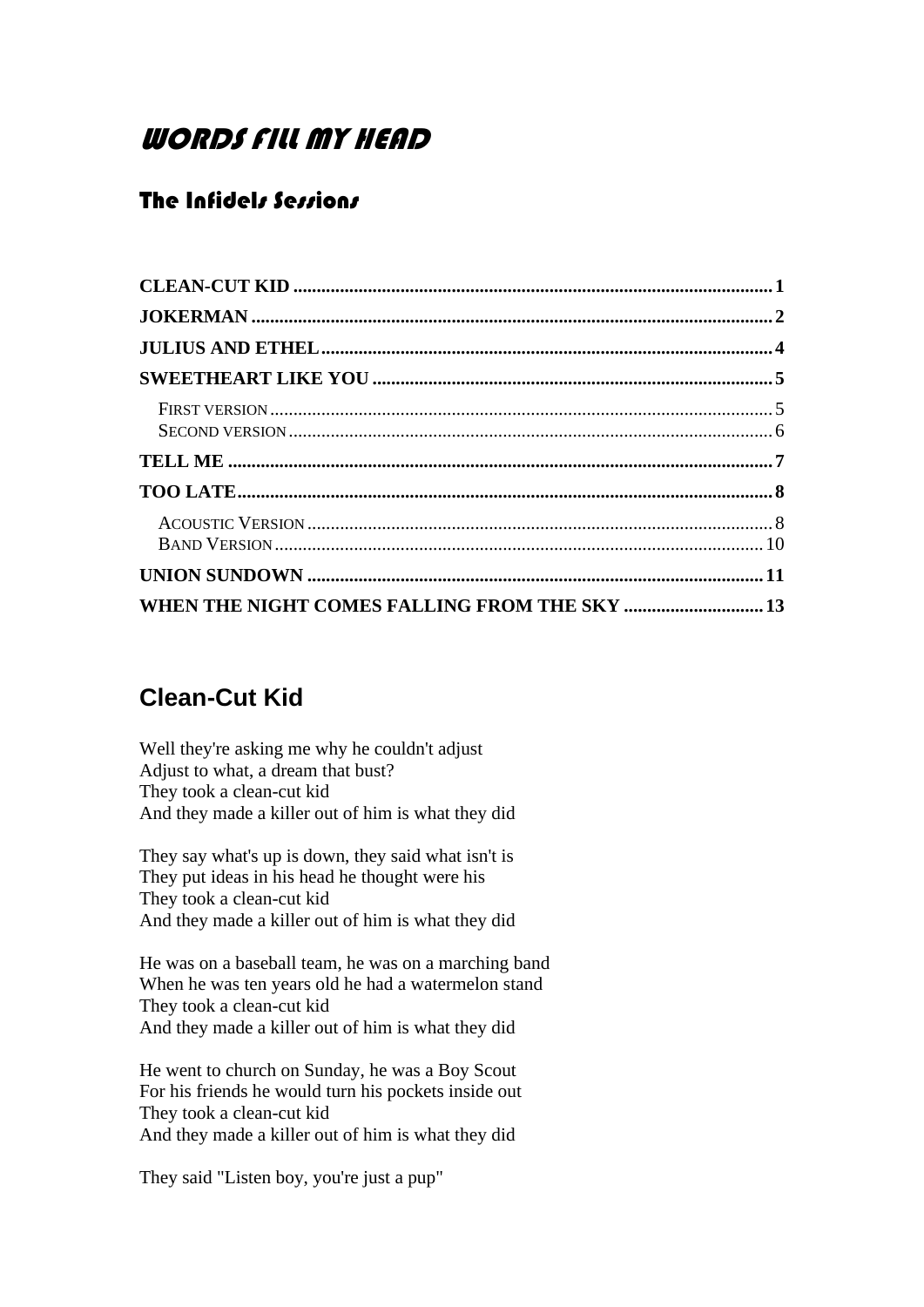# WORDS FILL MY HEAD

## The Infidels Sessions

- CLEAN-CUT KID ........ 1
- JOKERMAN ........ 2
- JULIUS AND ETHEL ........ 4
- SWEETHEART LIKE YOU ........ 5
  - First version ........ 5
  - Second version ........ 6
- TELL ME ........ 7
- TOO LATE ........ 8
  - Acoustic Version ........ 8
  - Band Version ........ 10
- UNION SUNDOWN ........ 11
- WHEN THE NIGHT COMES FALLING FROM THE SKY ........ 13

## Clean-Cut Kid

Well they're asking me why he couldn't adjust
Adjust to what, a dream that bust?
They took a clean-cut kid
And they made a killer out of him is what they did

They say what's up is down, they said what isn't is
They put ideas in his head he thought were his
They took a clean-cut kid
And they made a killer out of him is what they did

He was on a baseball team, he was on a marching band
When he was ten years old he had a watermelon stand
They took a clean-cut kid
And they made a killer out of him is what they did

He went to church on Sunday, he was a Boy Scout
For his friends he would turn his pockets inside out
They took a clean-cut kid
And they made a killer out of him is what they did

They said "Listen boy, you're just a pup"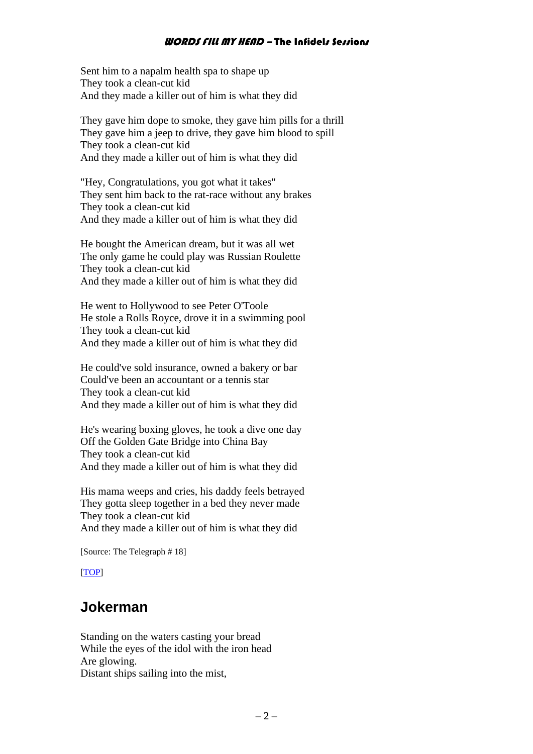Sent him to a napalm health spa to shape up
They took a clean-cut kid
And they made a killer out of him is what they did

They gave him dope to smoke, they gave him pills for a thrill
They gave him a jeep to drive, they gave him blood to spill
They took a clean-cut kid
And they made a killer out of him is what they did

"Hey, Congratulations, you got what it takes"
They sent him back to the rat-race without any brakes
They took a clean-cut kid
And they made a killer out of him is what they did

He bought the American dream, but it was all wet
The only game he could play was Russian Roulette
They took a clean-cut kid
And they made a killer out of him is what they did

He went to Hollywood to see Peter O'Toole
He stole a Rolls Royce, drove it in a swimming pool
They took a clean-cut kid
And they made a killer out of him is what they did

He could've sold insurance, owned a bakery or bar
Could've been an accountant or a tennis star
They took a clean-cut kid
And they made a killer out of him is what they did

He's wearing boxing gloves, he took a dive one day
Off the Golden Gate Bridge into China Bay
They took a clean-cut kid
And they made a killer out of him is what they did

His mama weeps and cries, his daddy feels betrayed
They gotta sleep together in a bed they never made
They took a clean-cut kid
And they made a killer out of him is what they did

[Source: The Telegraph # 18]

[TOP]

## Jokerman

Standing on the waters casting your bread
While the eyes of the idol with the iron head
Are glowing.
Distant ships sailing into the mist,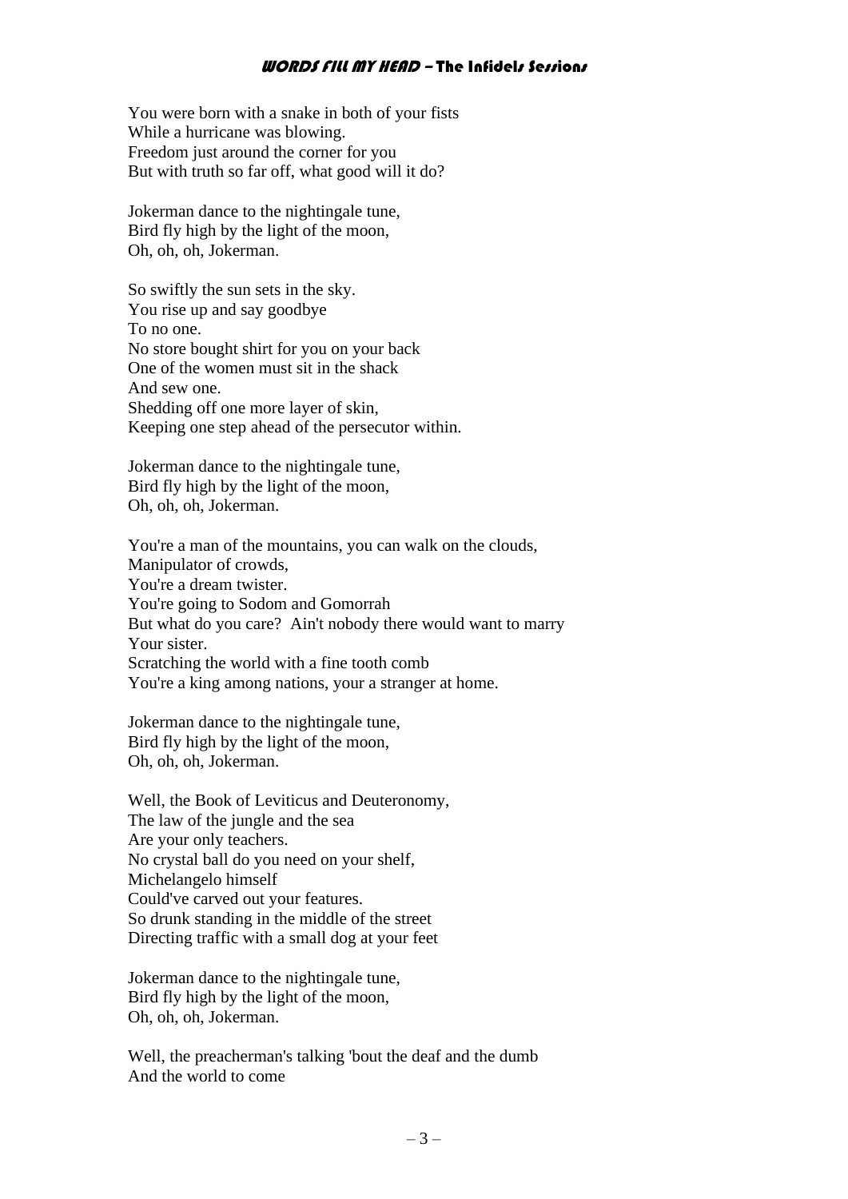You were born with a snake in both of your fists
While a hurricane was blowing.
Freedom just around the corner for you
But with truth so far off, what good will it do?

Jokerman dance to the nightingale tune,
Bird fly high by the light of the moon,
Oh, oh, oh, Jokerman.

So swiftly the sun sets in the sky.
You rise up and say goodbye
To no one.
No store bought shirt for you on your back
One of the women must sit in the shack
And sew one.
Shedding off one more layer of skin,
Keeping one step ahead of the persecutor within.

Jokerman dance to the nightingale tune,
Bird fly high by the light of the moon,
Oh, oh, oh, Jokerman.

You're a man of the mountains, you can walk on the clouds,
Manipulator of crowds,
You're a dream twister.
You're going to Sodom and Gomorrah
But what do you care? Ain't nobody there would want to marry
Your sister.
Scratching the world with a fine tooth comb
You're a king among nations, your a stranger at home.

Jokerman dance to the nightingale tune,
Bird fly high by the light of the moon,
Oh, oh, oh, Jokerman.

Well, the Book of Leviticus and Deuteronomy,
The law of the jungle and the sea
Are your only teachers.
No crystal ball do you need on your shelf,
Michelangelo himself
Could've carved out your features.
So drunk standing in the middle of the street
Directing traffic with a small dog at your feet

Jokerman dance to the nightingale tune,
Bird fly high by the light of the moon,
Oh, oh, oh, Jokerman.

Well, the preacherman's talking 'bout the deaf and the dumb
And the world to come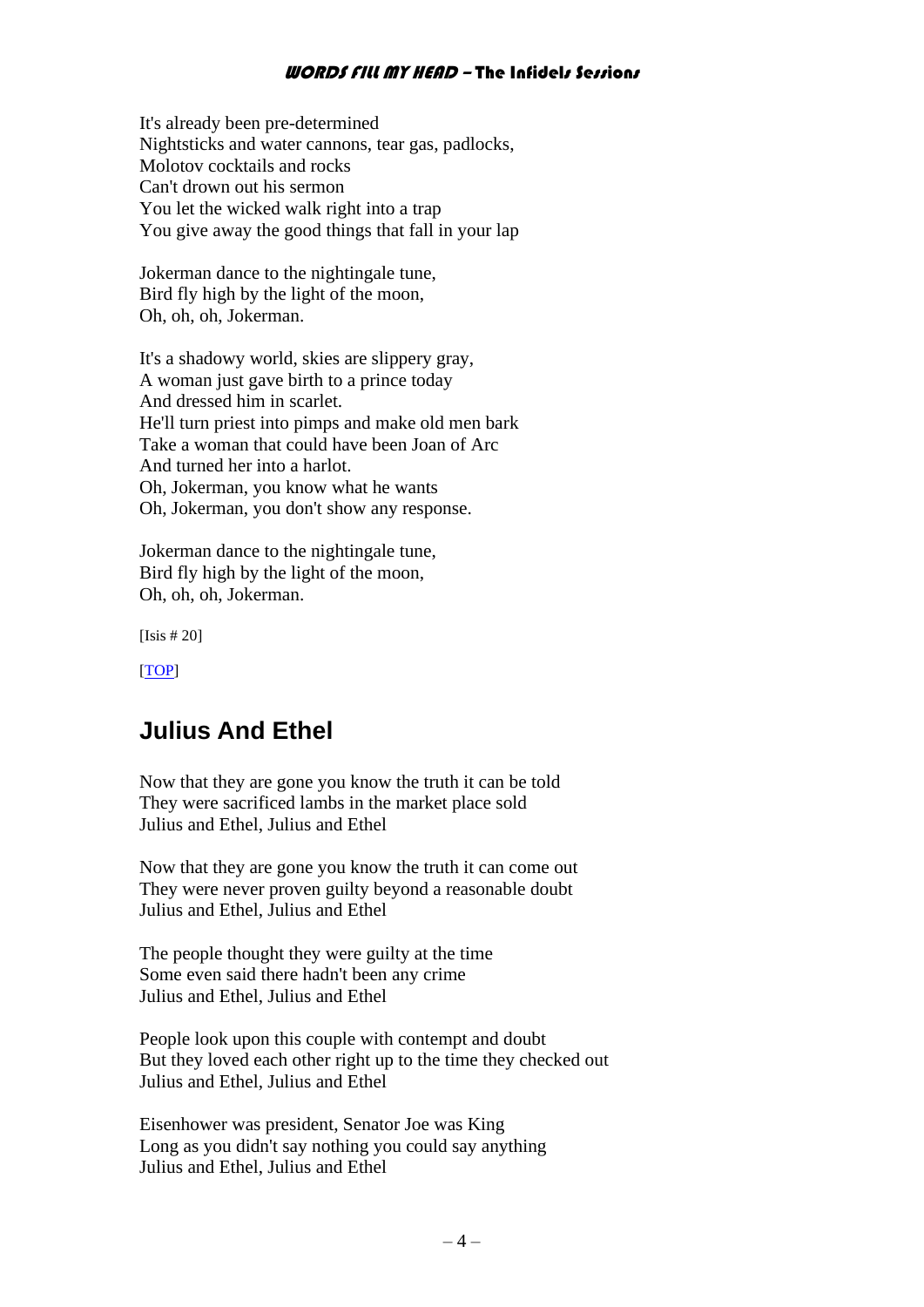It's already been pre-determined
Nightsticks and water cannons, tear gas, padlocks,
Molotov cocktails and rocks
Can't drown out his sermon
You let the wicked walk right into a trap
You give away the good things that fall in your lap

Jokerman dance to the nightingale tune,
Bird fly high by the light of the moon,
Oh, oh, oh, Jokerman.

It's a shadowy world, skies are slippery gray,
A woman just gave birth to a prince today
And dressed him in scarlet.
He'll turn priest into pimps and make old men bark
Take a woman that could have been Joan of Arc
And turned her into a harlot.
Oh, Jokerman, you know what he wants
Oh, Jokerman, you don't show any response.

Jokerman dance to the nightingale tune,
Bird fly high by the light of the moon,
Oh, oh, oh, Jokerman.

[Isis # 20]

[TOP]

## Julius And Ethel

Now that they are gone you know the truth it can be told
They were sacrificed lambs in the market place sold
Julius and Ethel, Julius and Ethel

Now that they are gone you know the truth it can come out
They were never proven guilty beyond a reasonable doubt
Julius and Ethel, Julius and Ethel

The people thought they were guilty at the time
Some even said there hadn't been any crime
Julius and Ethel, Julius and Ethel

People look upon this couple with contempt and doubt
But they loved each other right up to the time they checked out
Julius and Ethel, Julius and Ethel

Eisenhower was president, Senator Joe was King
Long as you didn't say nothing you could say anything
Julius and Ethel, Julius and Ethel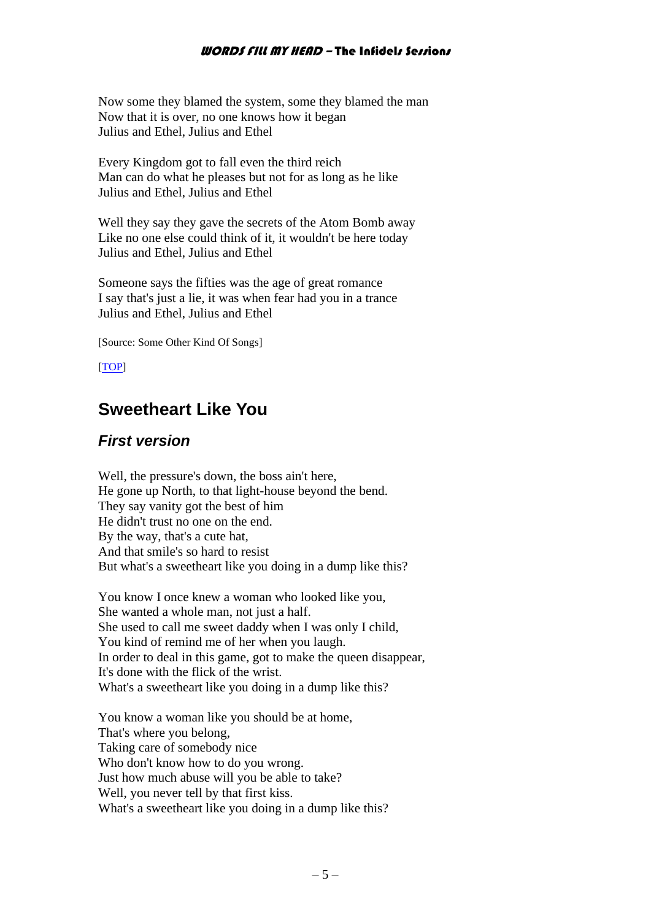Now some they blamed the system, some they blamed the man
Now that it is over, no one knows how it began
Julius and Ethel, Julius and Ethel

Every Kingdom got to fall even the third reich
Man can do what he pleases but not for as long as he like
Julius and Ethel, Julius and Ethel

Well they say they gave the secrets of the Atom Bomb away
Like no one else could think of it, it wouldn't be here today
Julius and Ethel, Julius and Ethel

Someone says the fifties was the age of great romance
I say that's just a lie, it was when fear had you in a trance
Julius and Ethel, Julius and Ethel

[Source: Some Other Kind Of Songs]

[TOP]

## Sweetheart Like You

### *First version*

Well, the pressure's down, the boss ain't here,
He gone up North, to that light-house beyond the bend.
They say vanity got the best of him
He didn't trust no one on the end.
By the way, that's a cute hat,
And that smile's so hard to resist
But what's a sweetheart like you doing in a dump like this?

You know I once knew a woman who looked like you,
She wanted a whole man, not just a half.
She used to call me sweet daddy when I was only I child,
You kind of remind me of her when you laugh.
In order to deal in this game, got to make the queen disappear,
It's done with the flick of the wrist.
What's a sweetheart like you doing in a dump like this?

You know a woman like you should be at home,
That's where you belong,
Taking care of somebody nice
Who don't know how to do you wrong.
Just how much abuse will you be able to take?
Well, you never tell by that first kiss.
What's a sweetheart like you doing in a dump like this?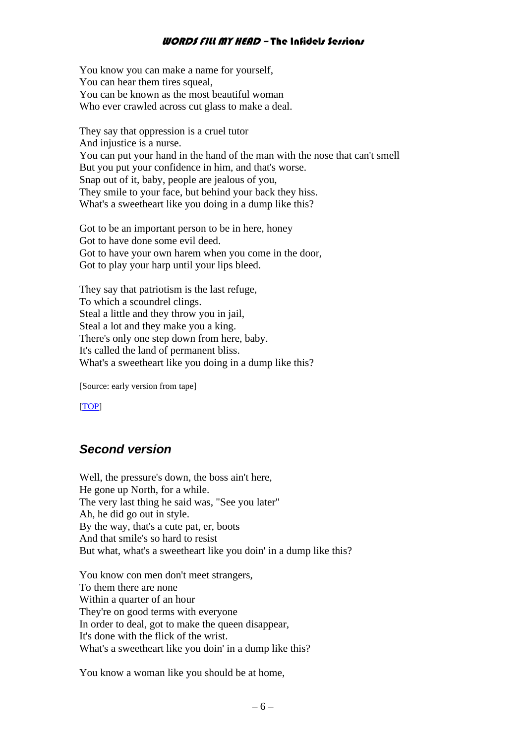You know you can make a name for yourself,  
You can hear them tires squeal,  
You can be known as the most beautiful woman  
Who ever crawled across cut glass to make a deal.

They say that oppression is a cruel tutor  
And injustice is a nurse.  
You can put your hand in the hand of the man with the nose that can't smell  
But you put your confidence in him, and that's worse.  
Snap out of it, baby, people are jealous of you,  
They smile to your face, but behind your back they hiss.  
What's a sweetheart like you doing in a dump like this?

Got to be an important person to be in here, honey  
Got to have done some evil deed.  
Got to have your own harem when you come in the door,  
Got to play your harp until your lips bleed.

They say that patriotism is the last refuge,  
To which a scoundrel clings.  
Steal a little and they throw you in jail,  
Steal a lot and they make you a king.  
There's only one step down from here, baby.  
It's called the land of permanent bliss.  
What's a sweetheart like you doing in a dump like this?

[Source: early version from tape]

[TOP]

## *Second version*

Well, the pressure's down, the boss ain't here,  
He gone up North, for a while.  
The very last thing he said was, "See you later"  
Ah, he did go out in style.  
By the way, that's a cute pat, er, boots  
And that smile's so hard to resist  
But what, what's a sweetheart like you doin' in a dump like this?

You know con men don't meet strangers,  
To them there are none  
Within a quarter of an hour  
They're on good terms with everyone  
In order to deal, got to make the queen disappear,  
It's done with the flick of the wrist.  
What's a sweetheart like you doin' in a dump like this?

You know a woman like you should be at home,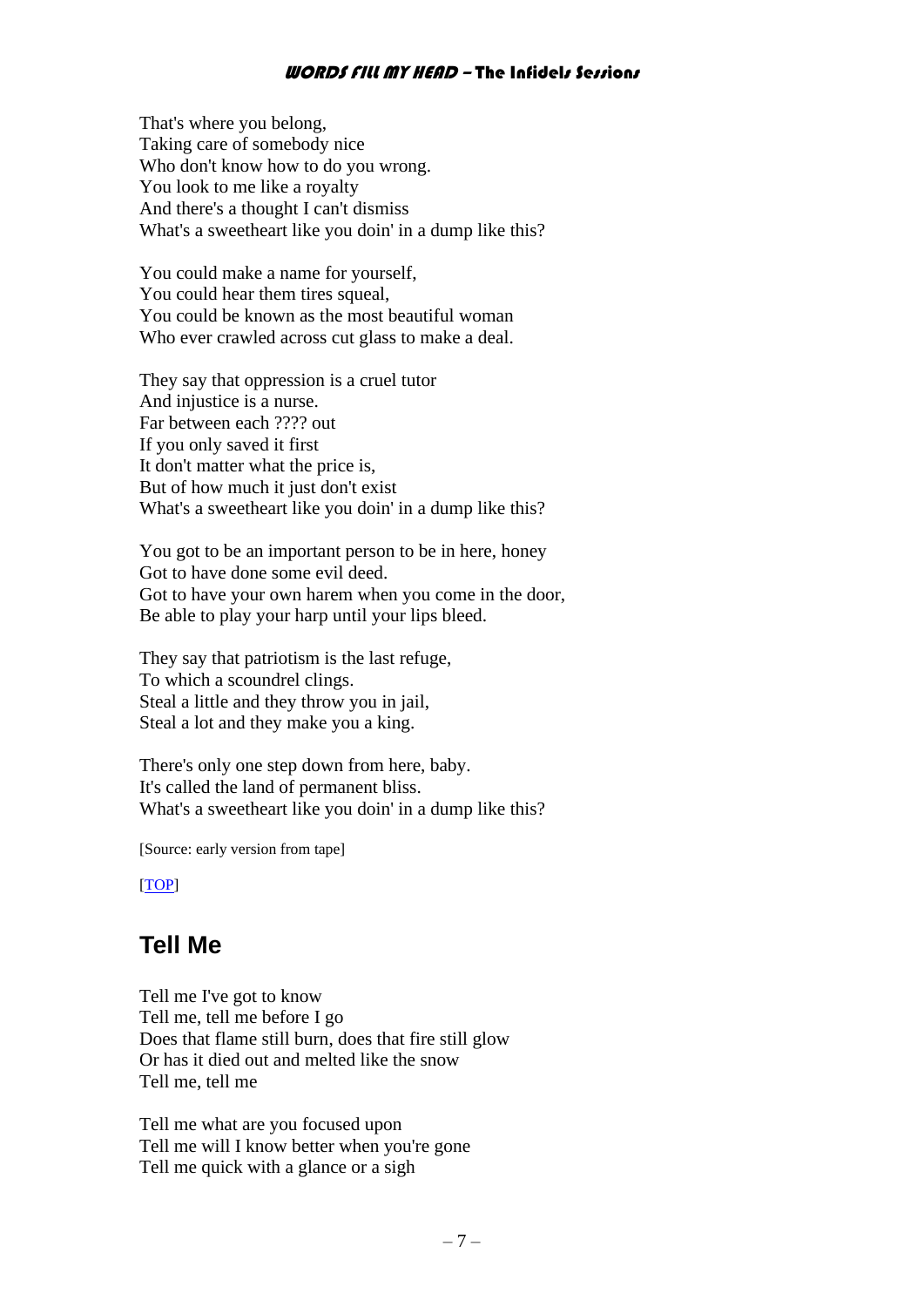That's where you belong,
Taking care of somebody nice
Who don't know how to do you wrong.
You look to me like a royalty
And there's a thought I can't dismiss
What's a sweetheart like you doin' in a dump like this?

You could make a name for yourself,
You could hear them tires squeal,
You could be known as the most beautiful woman
Who ever crawled across cut glass to make a deal.

They say that oppression is a cruel tutor
And injustice is a nurse.
Far between each ???? out
If you only saved it first
It don't matter what the price is,
But of how much it just don't exist
What's a sweetheart like you doin' in a dump like this?

You got to be an important person to be in here, honey
Got to have done some evil deed.
Got to have your own harem when you come in the door,
Be able to play your harp until your lips bleed.

They say that patriotism is the last refuge,
To which a scoundrel clings.
Steal a little and they throw you in jail,
Steal a lot and they make you a king.

There's only one step down from here, baby.
It's called the land of permanent bliss.
What's a sweetheart like you doin' in a dump like this?

[Source: early version from tape]

[TOP]

## Tell Me

Tell me I've got to know
Tell me, tell me before I go
Does that flame still burn, does that fire still glow
Or has it died out and melted like the snow
Tell me, tell me

Tell me what are you focused upon
Tell me will I know better when you're gone
Tell me quick with a glance or a sigh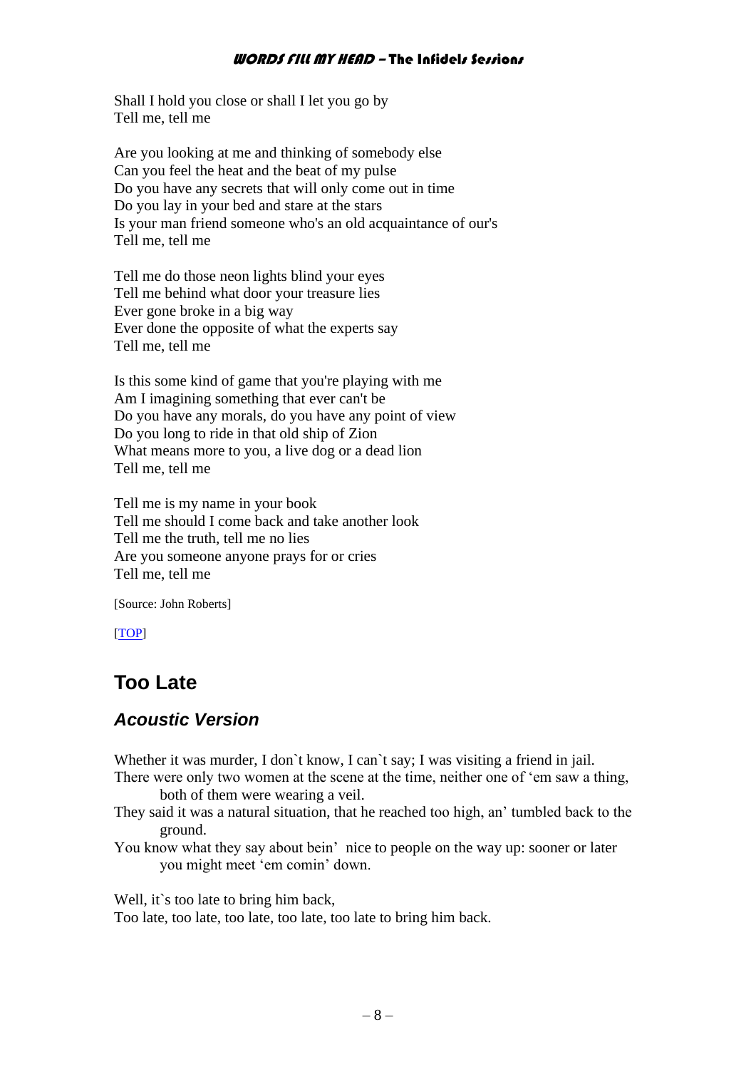Shall I hold you close or shall I let you go by
Tell me, tell me

Are you looking at me and thinking of somebody else
Can you feel the heat and the beat of my pulse
Do you have any secrets that will only come out in time
Do you lay in your bed and stare at the stars
Is your man friend someone who's an old acquaintance of our's
Tell me, tell me

Tell me do those neon lights blind your eyes
Tell me behind what door your treasure lies
Ever gone broke in a big way
Ever done the opposite of what the experts say
Tell me, tell me

Is this some kind of game that you're playing with me
Am I imagining something that ever can't be
Do you have any morals, do you have any point of view
Do you long to ride in that old ship of Zion
What means more to you, a live dog or a dead lion
Tell me, tell me

Tell me is my name in your book
Tell me should I come back and take another look
Tell me the truth, tell me no lies
Are you someone anyone prays for or cries
Tell me, tell me

[Source: John Roberts]

[TOP]

## Too Late

### *Acoustic Version*

Whether it was murder, I don`t know, I can`t say; I was visiting a friend in jail.
There were only two women at the scene at the time, neither one of 'em saw a thing, both of them were wearing a veil.
They said it was a natural situation, that he reached too high, an' tumbled back to the ground.
You know what they say about bein' nice to people on the way up: sooner or later you might meet 'em comin' down.

Well, it`s too late to bring him back,
Too late, too late, too late, too late, too late to bring him back.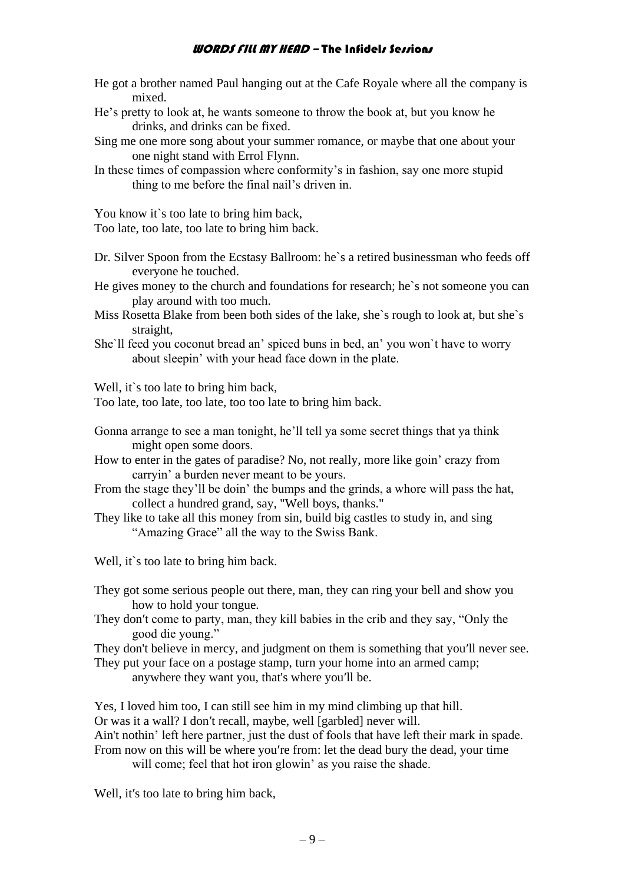He got a brother named Paul hanging out at the Cafe Royale where all the company is mixed.
He's pretty to look at, he wants someone to throw the book at, but you know he drinks, and drinks can be fixed.
Sing me one more song about your summer romance, or maybe that one about your one night stand with Errol Flynn.
In these times of compassion where conformity's in fashion, say one more stupid thing to me before the final nail's driven in.

You know it`s too late to bring him back,
Too late, too late, too late to bring him back.

Dr. Silver Spoon from the Ecstasy Ballroom: he`s a retired businessman who feeds off everyone he touched.
He gives money to the church and foundations for research; he`s not someone you can play around with too much.
Miss Rosetta Blake from been both sides of the lake, she`s rough to look at, but she`s straight,
She`ll feed you coconut bread an' spiced buns in bed, an' you won`t have to worry about sleepin' with your head face down in the plate.

Well, it`s too late to bring him back,
Too late, too late, too late, too too late to bring him back.

Gonna arrange to see a man tonight, he'll tell ya some secret things that ya think might open some doors.
How to enter in the gates of paradise? No, not really, more like goin' crazy from carryin' a burden never meant to be yours.
From the stage they'll be doin' the bumps and the grinds, a whore will pass the hat, collect a hundred grand, say, "Well boys, thanks."
They like to take all this money from sin, build big castles to study in, and sing "Amazing Grace" all the way to the Swiss Bank.

Well, it`s too late to bring him back.

They got some serious people out there, man, they can ring your bell and show you how to hold your tongue.
They don′t come to party, man, they kill babies in the crib and they say, "Only the good die young."
They don't believe in mercy, and judgment on them is something that you′ll never see.
They put your face on a postage stamp, turn your home into an armed camp; anywhere they want you, that's where you′ll be.

Yes, I loved him too, I can still see him in my mind climbing up that hill.
Or was it a wall? I don′t recall, maybe, well [garbled] never will.
Ain't nothin' left here partner, just the dust of fools that have left their mark in spade.
From now on this will be where you′re from: let the dead bury the dead, your time will come; feel that hot iron glowin' as you raise the shade.

Well, it′s too late to bring him back,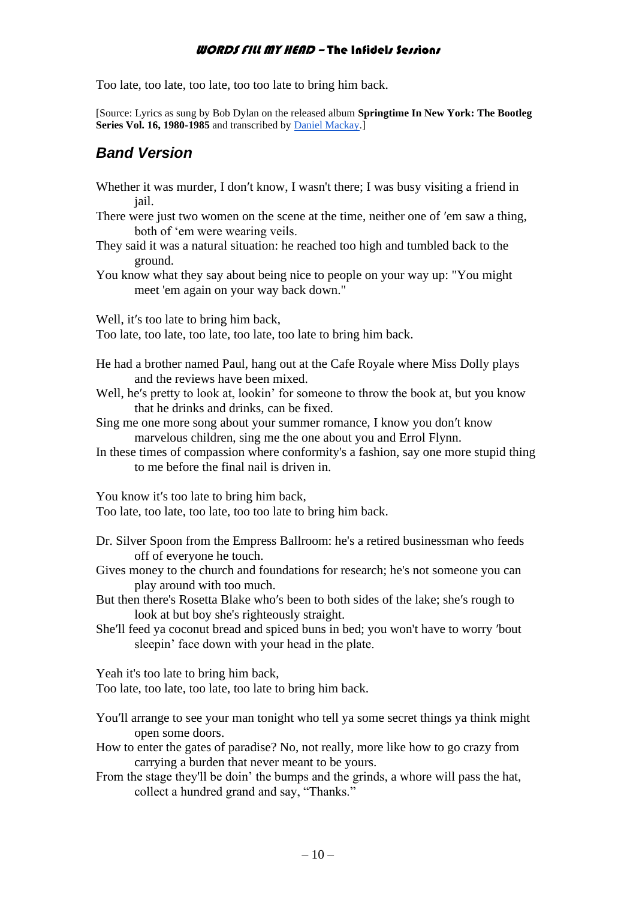Too late, too late, too late, too too late to bring him back.

[Source: Lyrics as sung by Bob Dylan on the released album **Springtime In New York: The Bootleg Series Vol. 16, 1980-1985** and transcribed by Daniel Mackay.]

## *Band Version*

Whether it was murder, I don′t know, I wasn't there; I was busy visiting a friend in jail.
There were just two women on the scene at the time, neither one of ′em saw a thing, both of 'em were wearing veils.
They said it was a natural situation: he reached too high and tumbled back to the ground.
You know what they say about being nice to people on your way up: "You might meet 'em again on your way back down."

Well, it′s too late to bring him back,
Too late, too late, too late, too late, too late to bring him back.

He had a brother named Paul, hang out at the Cafe Royale where Miss Dolly plays and the reviews have been mixed.
Well, he′s pretty to look at, lookin' for someone to throw the book at, but you know that he drinks and drinks, can be fixed.
Sing me one more song about your summer romance, I know you don′t know marvelous children, sing me the one about you and Errol Flynn.
In these times of compassion where conformity's a fashion, say one more stupid thing to me before the final nail is driven in.

You know it′s too late to bring him back,
Too late, too late, too late, too too late to bring him back.

Dr. Silver Spoon from the Empress Ballroom: he's a retired businessman who feeds off of everyone he touch.
Gives money to the church and foundations for research; he's not someone you can play around with too much.
But then there's Rosetta Blake who′s been to both sides of the lake; she′s rough to look at but boy she's righteously straight.
She′ll feed ya coconut bread and spiced buns in bed; you won't have to worry ′bout sleepin' face down with your head in the plate.

Yeah it's too late to bring him back,
Too late, too late, too late, too late to bring him back.

You′ll arrange to see your man tonight who tell ya some secret things ya think might open some doors.
How to enter the gates of paradise? No, not really, more like how to go crazy from carrying a burden that never meant to be yours.
From the stage they'll be doin' the bumps and the grinds, a whore will pass the hat, collect a hundred grand and say, "Thanks."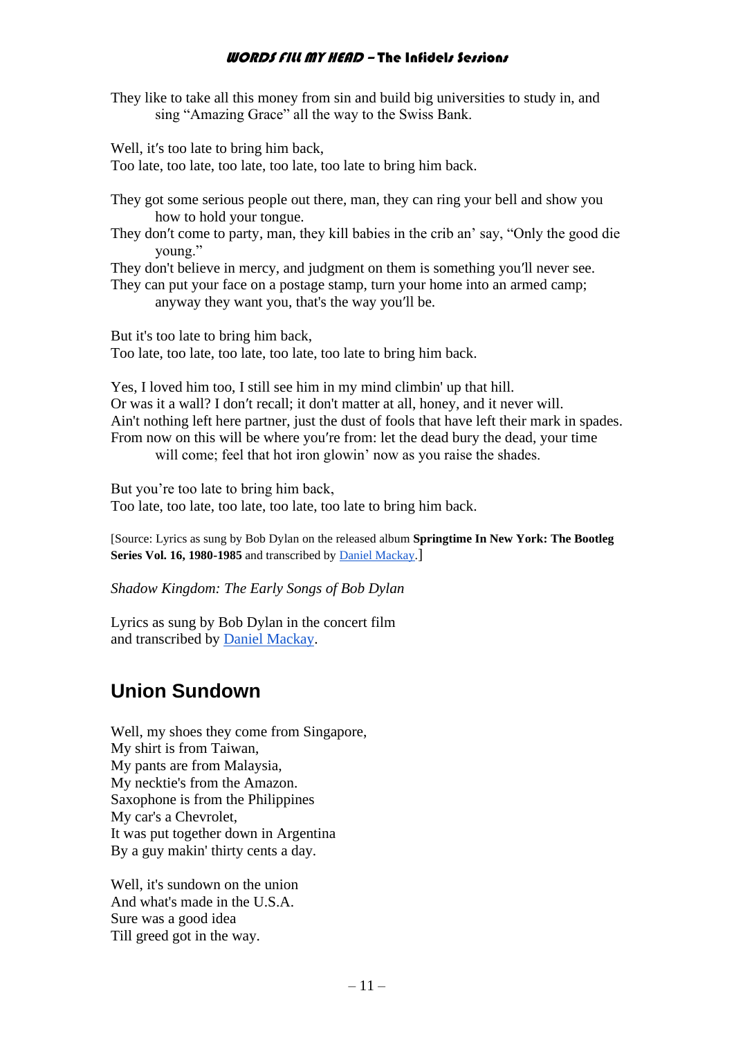They like to take all this money from sin and build big universities to study in, and sing "Amazing Grace" all the way to the Swiss Bank.

Well, it′s too late to bring him back,
Too late, too late, too late, too late, too late to bring him back.

They got some serious people out there, man, they can ring your bell and show you how to hold your tongue.
They don′t come to party, man, they kill babies in the crib an' say, "Only the good die young."
They don't believe in mercy, and judgment on them is something you′ll never see.
They can put your face on a postage stamp, turn your home into an armed camp; anyway they want you, that's the way you′ll be.

But it's too late to bring him back,
Too late, too late, too late, too late, too late to bring him back.

Yes, I loved him too, I still see him in my mind climbin' up that hill.
Or was it a wall? I don′t recall; it don't matter at all, honey, and it never will.
Ain't nothing left here partner, just the dust of fools that have left their mark in spades.
From now on this will be where you′re from: let the dead bury the dead, your time will come; feel that hot iron glowin' now as you raise the shades.

But you're too late to bring him back,
Too late, too late, too late, too late, too late to bring him back.

[Source: Lyrics as sung by Bob Dylan on the released album **Springtime In New York: The Bootleg Series Vol. 16, 1980-1985** and transcribed by Daniel Mackay.]

*Shadow Kingdom: The Early Songs of Bob Dylan*

Lyrics as sung by Bob Dylan in the concert film
and transcribed by Daniel Mackay.

## Union Sundown

Well, my shoes they come from Singapore,
My shirt is from Taiwan,
My pants are from Malaysia,
My necktie's from the Amazon.
Saxophone is from the Philippines
My car's a Chevrolet,
It was put together down in Argentina
By a guy makin' thirty cents a day.

Well, it's sundown on the union
And what's made in the U.S.A.
Sure was a good idea
Till greed got in the way.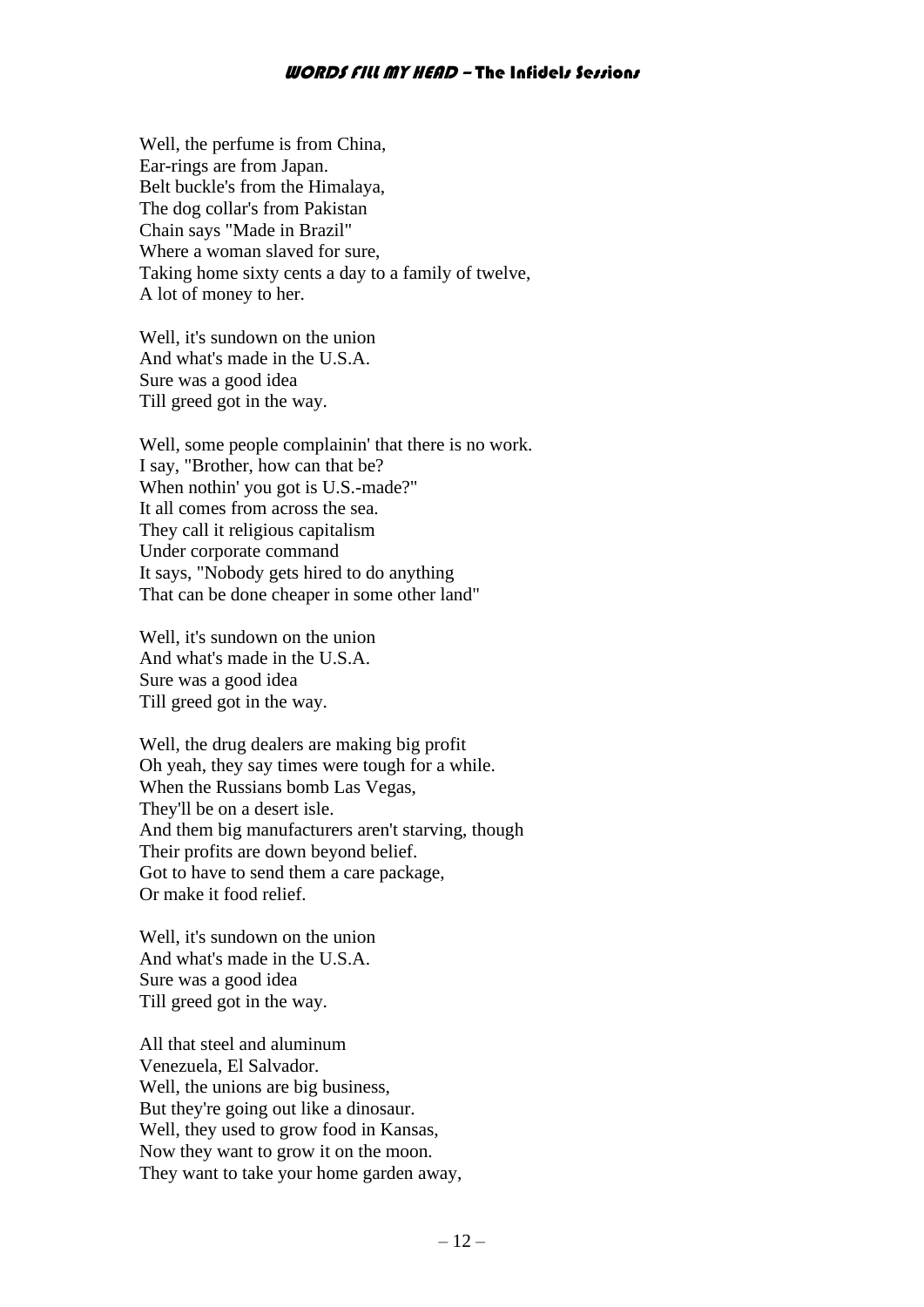Well, the perfume is from China,
Ear-rings are from Japan.
Belt buckle's from the Himalaya,
The dog collar's from Pakistan
Chain says "Made in Brazil"
Where a woman slaved for sure,
Taking home sixty cents a day to a family of twelve,
A lot of money to her.

Well, it's sundown on the union
And what's made in the U.S.A.
Sure was a good idea
Till greed got in the way.

Well, some people complainin' that there is no work.
I say, "Brother, how can that be?
When nothin' you got is U.S.-made?"
It all comes from across the sea.
They call it religious capitalism
Under corporate command
It says, "Nobody gets hired to do anything
That can be done cheaper in some other land"

Well, it's sundown on the union
And what's made in the U.S.A.
Sure was a good idea
Till greed got in the way.

Well, the drug dealers are making big profit
Oh yeah, they say times were tough for a while.
When the Russians bomb Las Vegas,
They'll be on a desert isle.
And them big manufacturers aren't starving, though
Their profits are down beyond belief.
Got to have to send them a care package,
Or make it food relief.

Well, it's sundown on the union
And what's made in the U.S.A.
Sure was a good idea
Till greed got in the way.

All that steel and aluminum
Venezuela, El Salvador.
Well, the unions are big business,
But they're going out like a dinosaur.
Well, they used to grow food in Kansas,
Now they want to grow it on the moon.
They want to take your home garden away,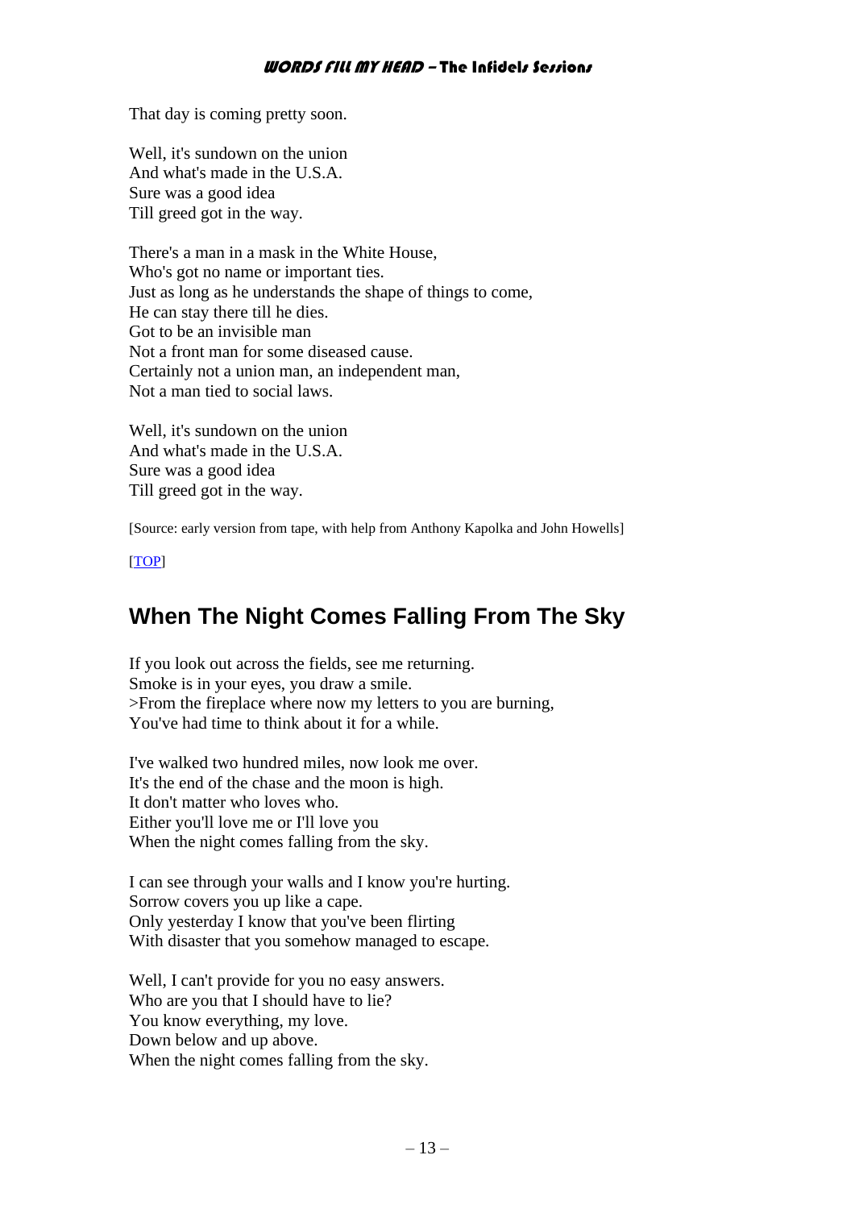That day is coming pretty soon.

Well, it's sundown on the union
And what's made in the U.S.A.
Sure was a good idea
Till greed got in the way.

There's a man in a mask in the White House,
Who's got no name or important ties.
Just as long as he understands the shape of things to come,
He can stay there till he dies.
Got to be an invisible man
Not a front man for some diseased cause.
Certainly not a union man, an independent man,
Not a man tied to social laws.

Well, it's sundown on the union
And what's made in the U.S.A.
Sure was a good idea
Till greed got in the way.

[Source: early version from tape, with help from Anthony Kapolka and John Howells]

[TOP]

## When The Night Comes Falling From The Sky

If you look out across the fields, see me returning.
Smoke is in your eyes, you draw a smile.
>From the fireplace where now my letters to you are burning,
You've had time to think about it for a while.

I've walked two hundred miles, now look me over.
It's the end of the chase and the moon is high.
It don't matter who loves who.
Either you'll love me or I'll love you
When the night comes falling from the sky.

I can see through your walls and I know you're hurting.
Sorrow covers you up like a cape.
Only yesterday I know that you've been flirting
With disaster that you somehow managed to escape.

Well, I can't provide for you no easy answers.
Who are you that I should have to lie?
You know everything, my love.
Down below and up above.
When the night comes falling from the sky.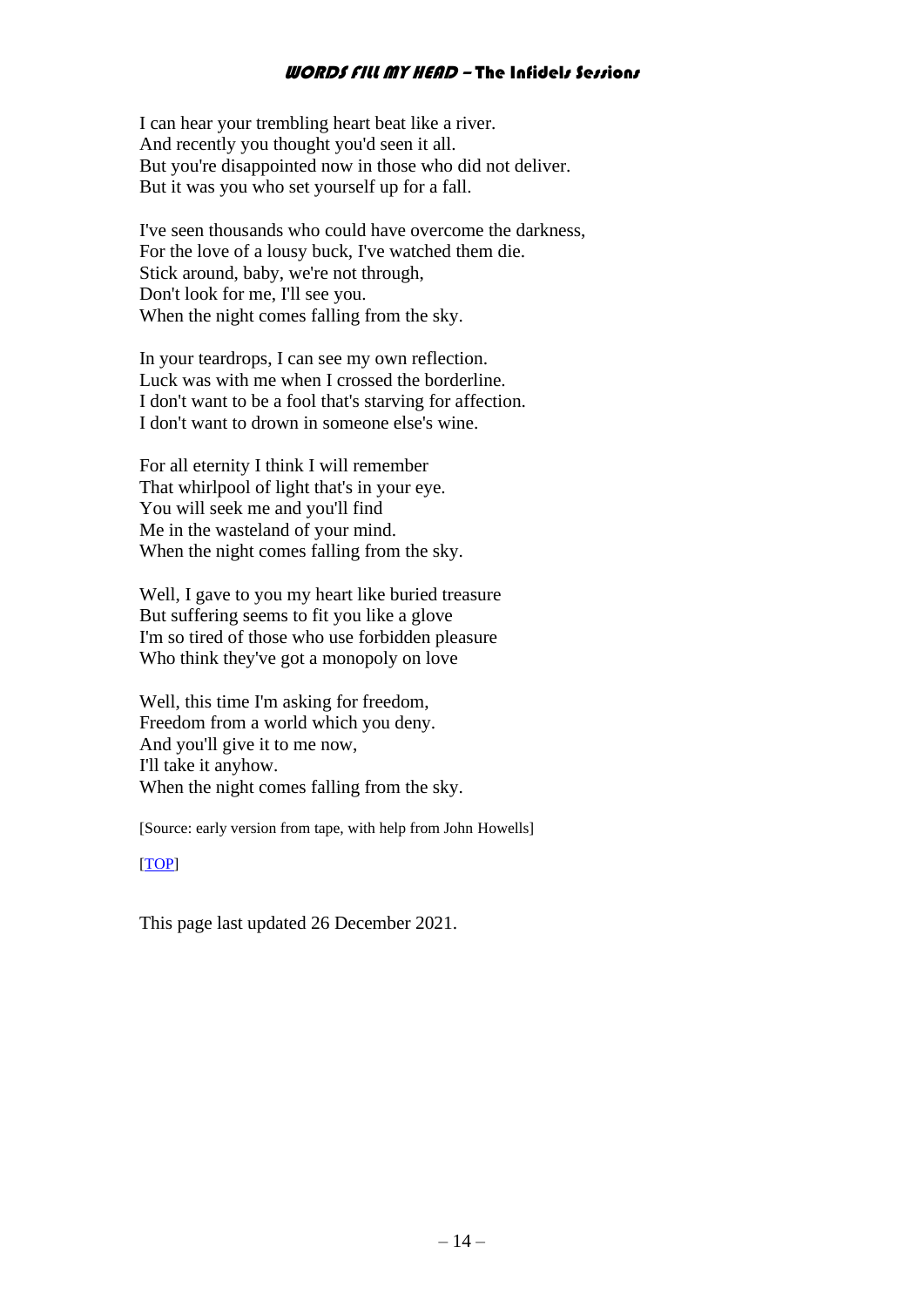I can hear your trembling heart beat like a river.
And recently you thought you'd seen it all.
But you're disappointed now in those who did not deliver.
But it was you who set yourself up for a fall.

I've seen thousands who could have overcome the darkness,
For the love of a lousy buck, I've watched them die.
Stick around, baby, we're not through,
Don't look for me, I'll see you.
When the night comes falling from the sky.

In your teardrops, I can see my own reflection.
Luck was with me when I crossed the borderline.
I don't want to be a fool that's starving for affection.
I don't want to drown in someone else's wine.

For all eternity I think I will remember
That whirlpool of light that's in your eye.
You will seek me and you'll find
Me in the wasteland of your mind.
When the night comes falling from the sky.

Well, I gave to you my heart like buried treasure
But suffering seems to fit you like a glove
I'm so tired of those who use forbidden pleasure
Who think they've got a monopoly on love

Well, this time I'm asking for freedom,
Freedom from a world which you deny.
And you'll give it to me now,
I'll take it anyhow.
When the night comes falling from the sky.

[Source: early version from tape, with help from John Howells]

[TOP]

This page last updated 26 December 2021.